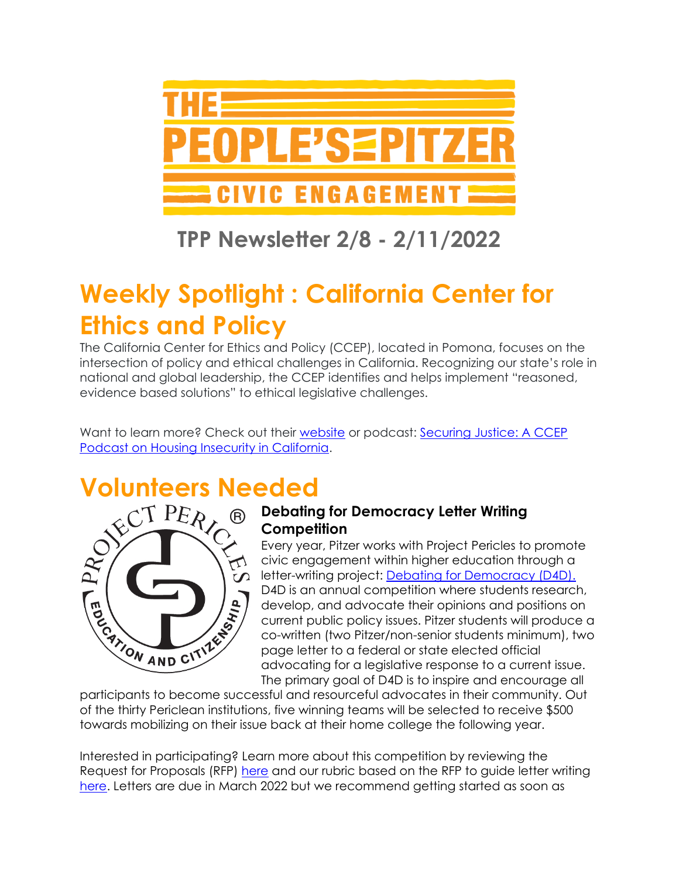# THE PEOPLE'S PITZER CIVIC ENGAGEMENT

## TPP Newsletter 2/8 - 2/11/2022

# Weekly Spotlight : California Center for Ethics and Policy

The California Center for Ethics and Policy (CCEP), located in Pomona, focuses on the intersection of policy and ethical challenges in California. Recognizing our state's role in national and global leadership, the CCEP identifies and helps implement "reasoned, evidence based solutions" to ethical legislative challenges.

Want to learn more? Check out their website or podcast: Securing Justice: A CCEP Podcast on Housing Insecurity in California.

# Volunteers Needed

### Debating for Democracy Letter Writing Competition

Every year, Pitzer works with Project Pericles to promote civic engagement within higher education through a letter-writing project: Debating for Democracy (D4D). D4D is an annual competition where students research, develop, and advocate their opinions and positions on current public policy issues. Pitzer students will produce a co-written (two Pitzer/non-senior students minimum), two page letter to a federal or state elected official advocating for a legislative response to a current issue. The primary goal of D4D is to inspire and encourage all participants to become successful and resourceful advocates in their community. Out of the thirty Periclean institutions, five winning teams will be selected to receive $500 towards mobilizing on their issue back at their home college the following year.

Interested in participating? Learn more about this competition by reviewing the Request for Proposals (RFP) here and our rubric based on the RFP to guide letter writing here. Letters are due in March 2022 but we recommend getting started as soon as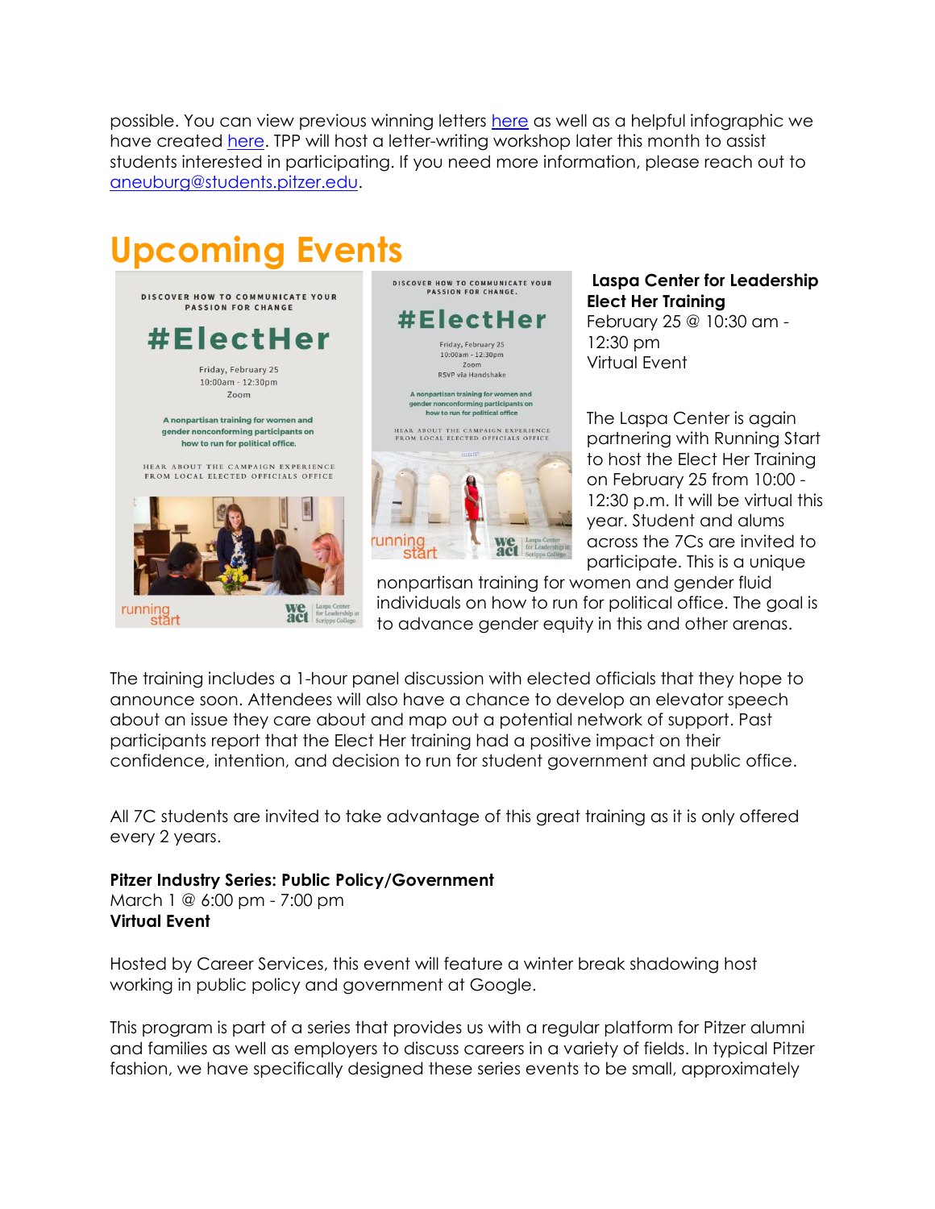possible. You can view previous winning letters [here](#) as well as a helpful infographic we have created [here](#). TPP will host a letter-writing workshop later this month to assist students interested in participating. If you need more information, please reach out to [aneuburg@students.pitzer.edu](mailto:aneuburg@students.pitzer.edu).

# Upcoming Events

**Laspa Center for Leadership Elect Her Training**
February 25 @ 10:30 am - 12:30 pm
Virtual Event

The Laspa Center is again partnering with Running Start to host the Elect Her Training on February 25 from 10:00 - 12:30 p.m. It will be virtual this year. Student and alums across the 7Cs are invited to participate. This is a unique nonpartisan training for women and gender fluid individuals on how to run for political office. The goal is to advance gender equity in this and other arenas.

The training includes a 1-hour panel discussion with elected officials that they hope to announce soon. Attendees will also have a chance to develop an elevator speech about an issue they care about and map out a potential network of support. Past participants report that the Elect Her training had a positive impact on their confidence, intention, and decision to run for student government and public office.

All 7C students are invited to take advantage of this great training as it is only offered every 2 years.

**Pitzer Industry Series: Public Policy/Government**
March 1 @ 6:00 pm - 7:00 pm
**Virtual Event**

Hosted by Career Services, this event will feature a winter break shadowing host working in public policy and government at Google.

This program is part of a series that provides us with a regular platform for Pitzer alumni and families as well as employers to discuss careers in a variety of fields. In typical Pitzer fashion, we have specifically designed these series events to be small, approximately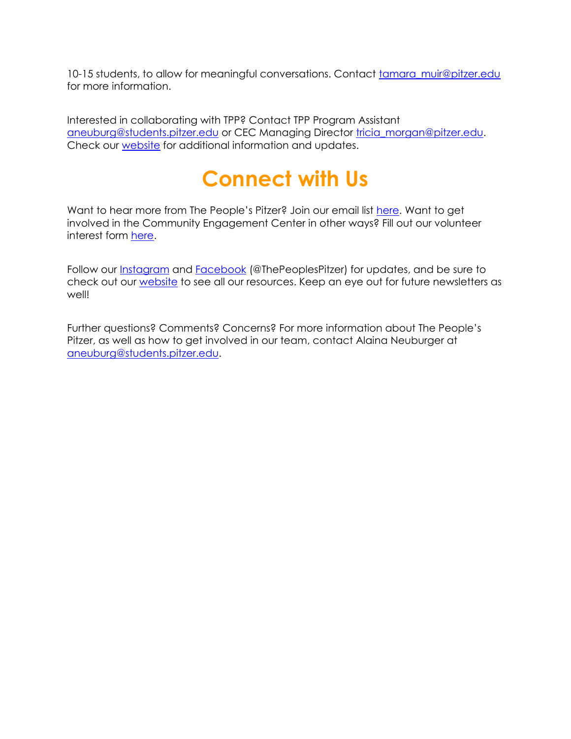10-15 students, to allow for meaningful conversations. Contact tamara_muir@pitzer.edu for more information.

Interested in collaborating with TPP? Contact TPP Program Assistant aneuburg@students.pitzer.edu or CEC Managing Director tricia_morgan@pitzer.edu. Check our website for additional information and updates.

# Connect with Us

Want to hear more from The People's Pitzer? Join our email list here. Want to get involved in the Community Engagement Center in other ways? Fill out our volunteer interest form here.

Follow our Instagram and Facebook (@ThePeoplesPitzer) for updates, and be sure to check out our website to see all our resources. Keep an eye out for future newsletters as well!

Further questions? Comments? Concerns? For more information about The People's Pitzer, as well as how to get involved in our team, contact Alaina Neuburger at aneuburg@students.pitzer.edu.